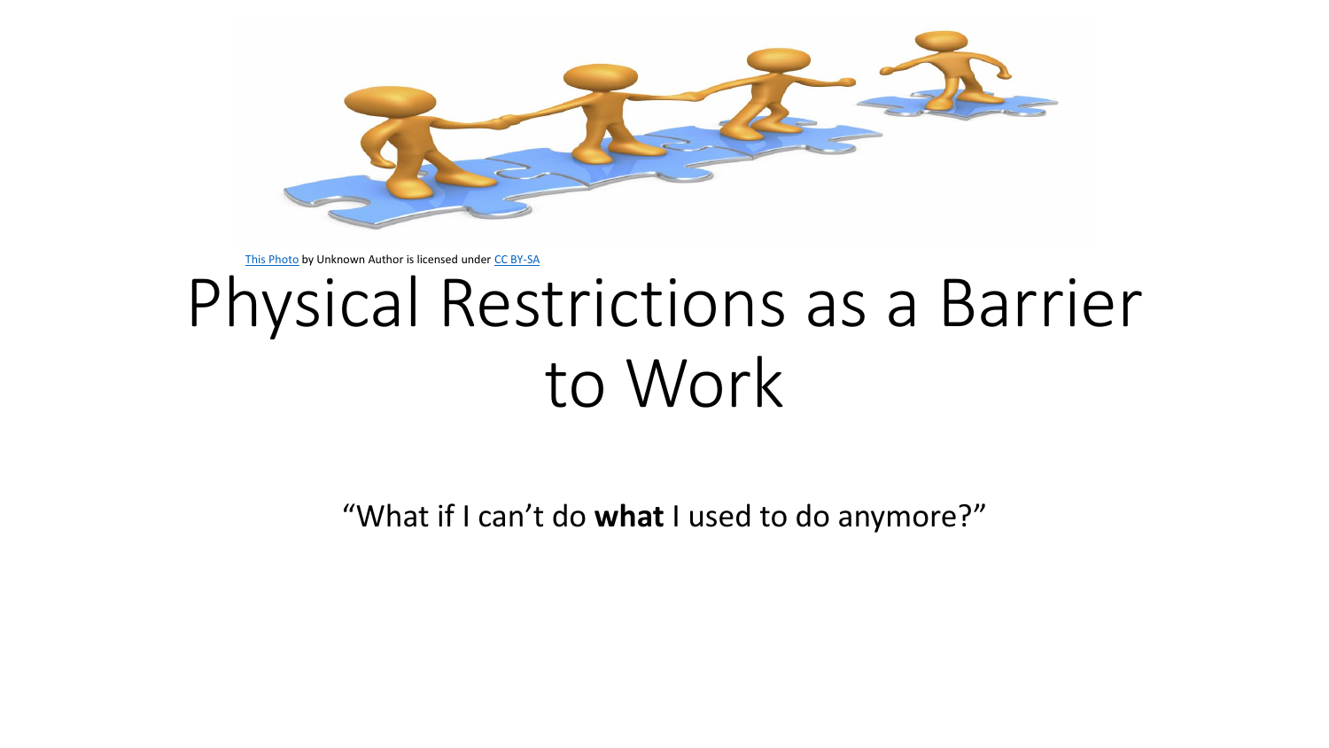This Photo by Unknown Author is licensed under CC BY-SA

# Physical Restrictions as a Barrier to Work

“What if I can’t do **what** I used to do anymore?”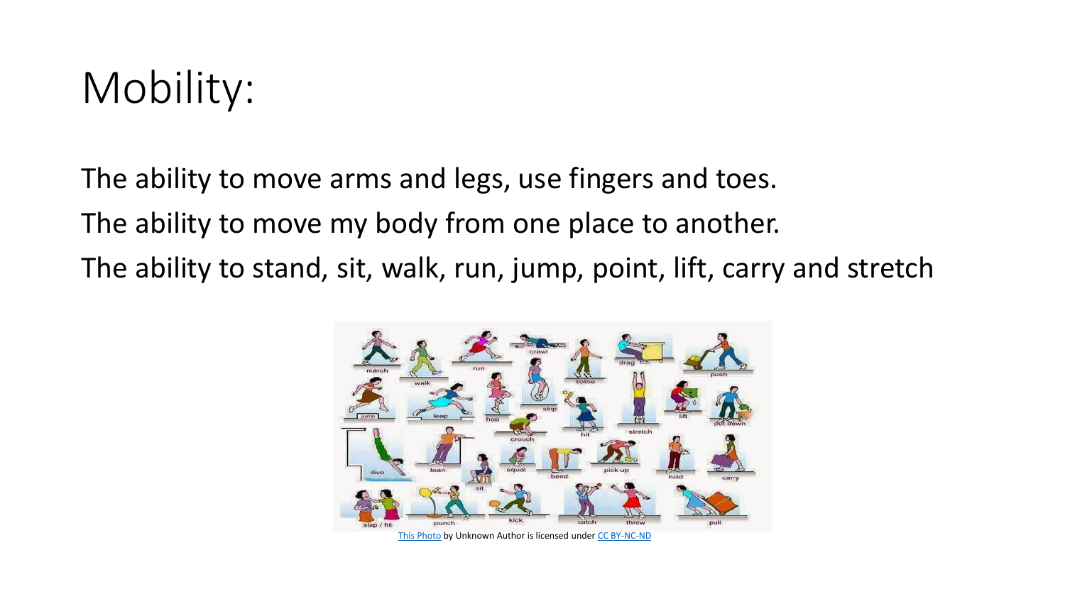# Mobility:

The ability to move arms and legs, use fingers and toes.

The ability to move my body from one place to another.

The ability to stand, sit, walk, run, jump, point, lift, carry and stretch

This Photo by Unknown Author is licensed under CC BY-NC-ND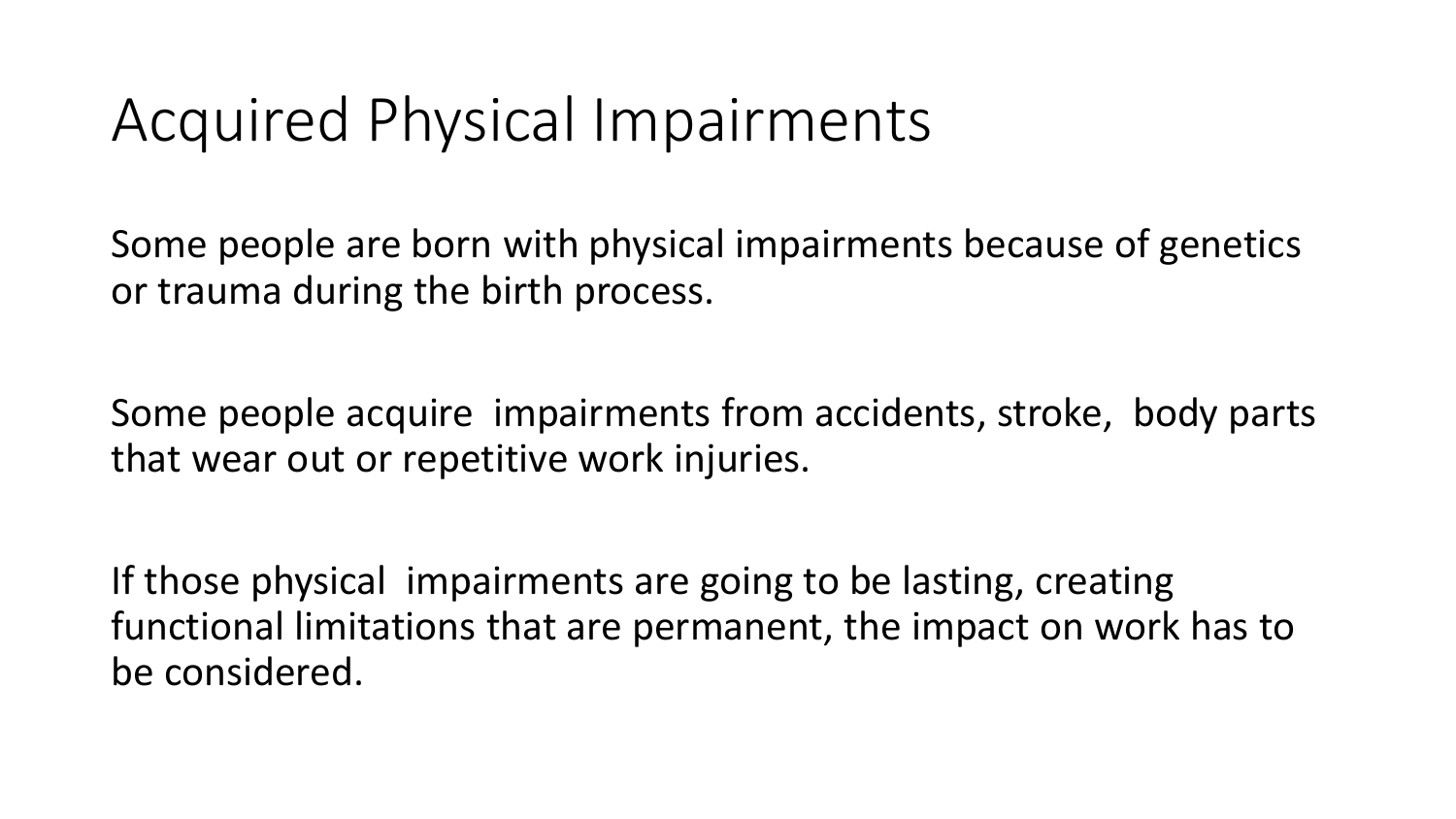# Acquired Physical Impairments

Some people are born with physical impairments because of genetics or trauma during the birth process.

Some people acquire impairments from accidents, stroke, body parts that wear out or repetitive work injuries.

If those physical impairments are going to be lasting, creating functional limitations that are permanent, the impact on work has to be considered.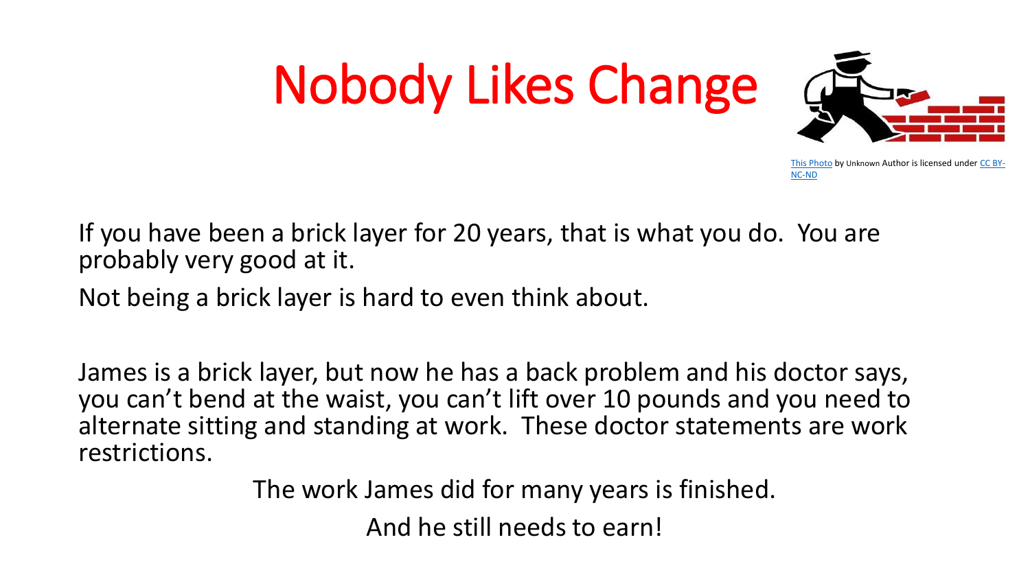# Nobody Likes Change

This Photo by Unknown Author is licensed under CC BY-NC-ND

If you have been a brick layer for 20 years, that is what you do. You are probably very good at it.

Not being a brick layer is hard to even think about.

James is a brick layer, but now he has a back problem and his doctor says, you can't bend at the waist, you can't lift over 10 pounds and you need to alternate sitting and standing at work. These doctor statements are work restrictions.

The work James did for many years is finished.

And he still needs to earn!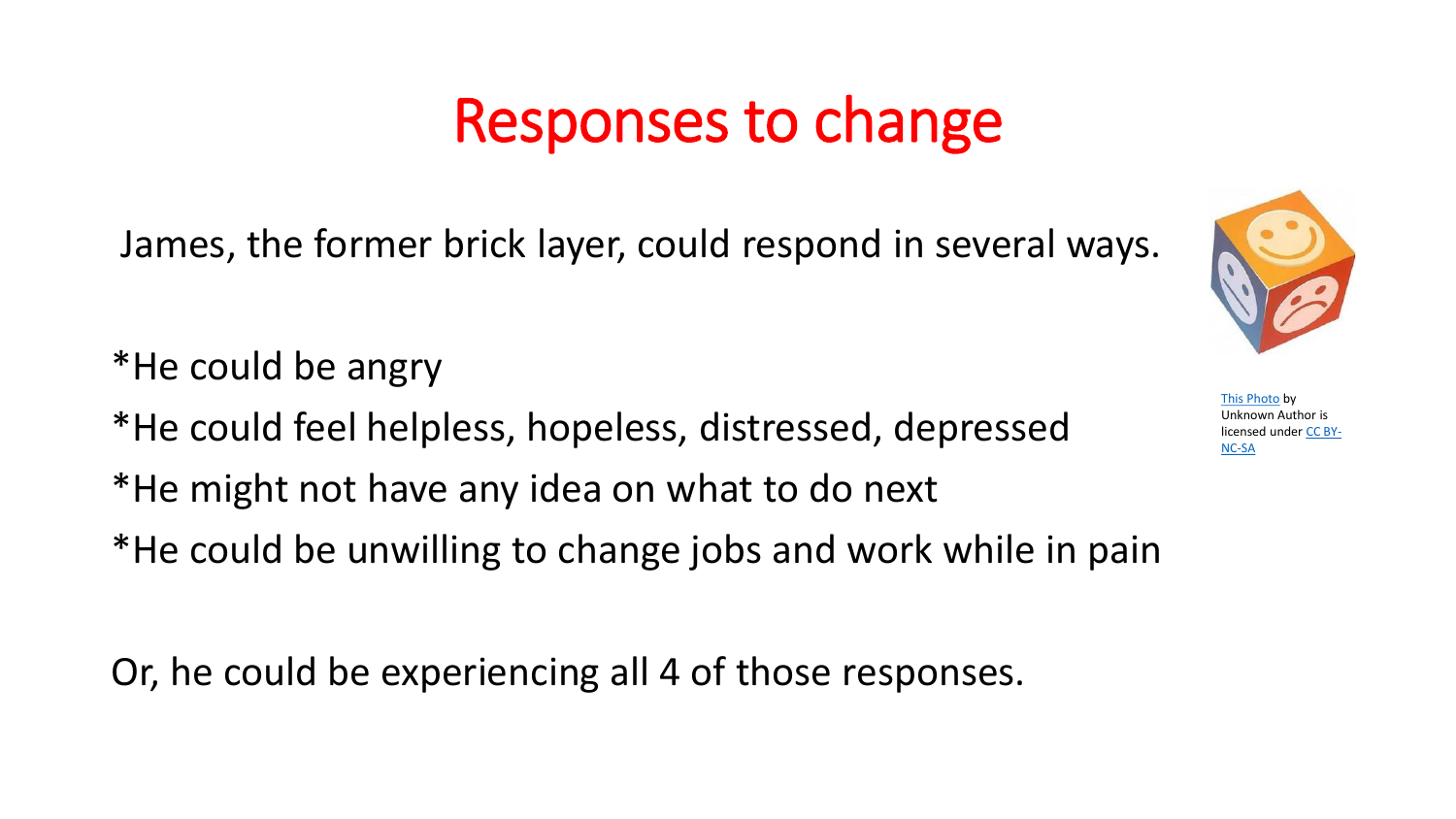# Responses to change

James, the former brick layer, could respond in several ways.

*He could be angry

*He could feel helpless, hopeless, distressed, depressed

*He might not have any idea on what to do next

*He could be unwilling to change jobs and work while in pain

Or, he could be experiencing all 4 of those responses.

This Photo by Unknown Author is licensed under CC BY-NC-SA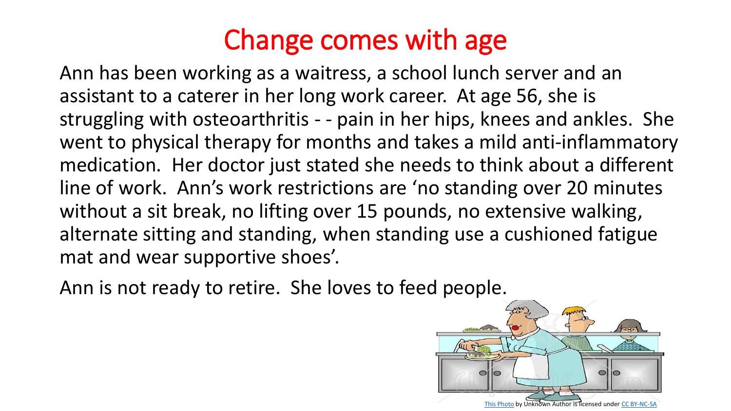# Change comes with age

Ann has been working as a waitress, a school lunch server and an assistant to a caterer in her long work career. At age 56, she is struggling with osteoarthritis - - pain in her hips, knees and ankles. She went to physical therapy for months and takes a mild anti-inflammatory medication. Her doctor just stated she needs to think about a different line of work. Ann's work restrictions are 'no standing over 20 minutes without a sit break, no lifting over 15 pounds, no extensive walking, alternate sitting and standing, when standing use a cushioned fatigue mat and wear supportive shoes'.

Ann is not ready to retire. She loves to feed people.

This Photo by Unknown Author is licensed under CC BY-NC-SA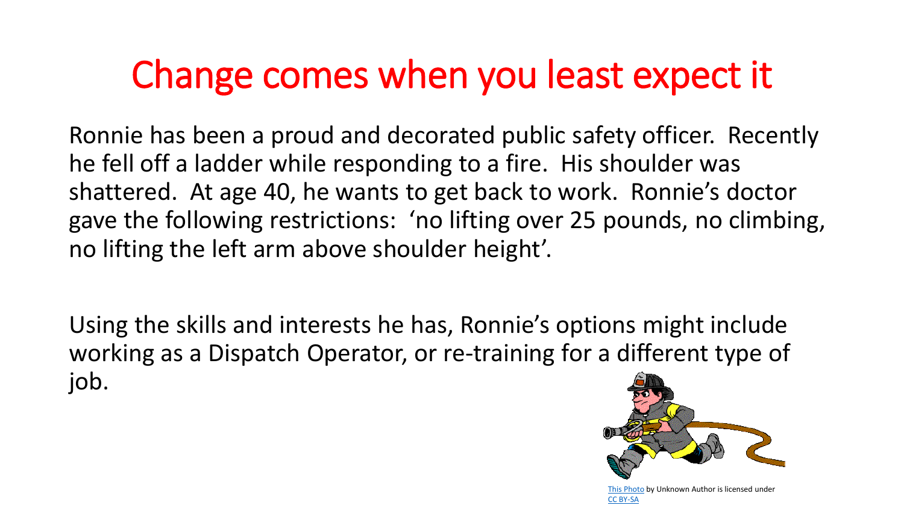# Change comes when you least expect it

Ronnie has been a proud and decorated public safety officer. Recently he fell off a ladder while responding to a fire. His shoulder was shattered. At age 40, he wants to get back to work. Ronnie's doctor gave the following restrictions: 'no lifting over 25 pounds, no climbing, no lifting the left arm above shoulder height'.

Using the skills and interests he has, Ronnie's options might include working as a Dispatch Operator, or re-training for a different type of job.

This Photo by Unknown Author is licensed under CC BY-SA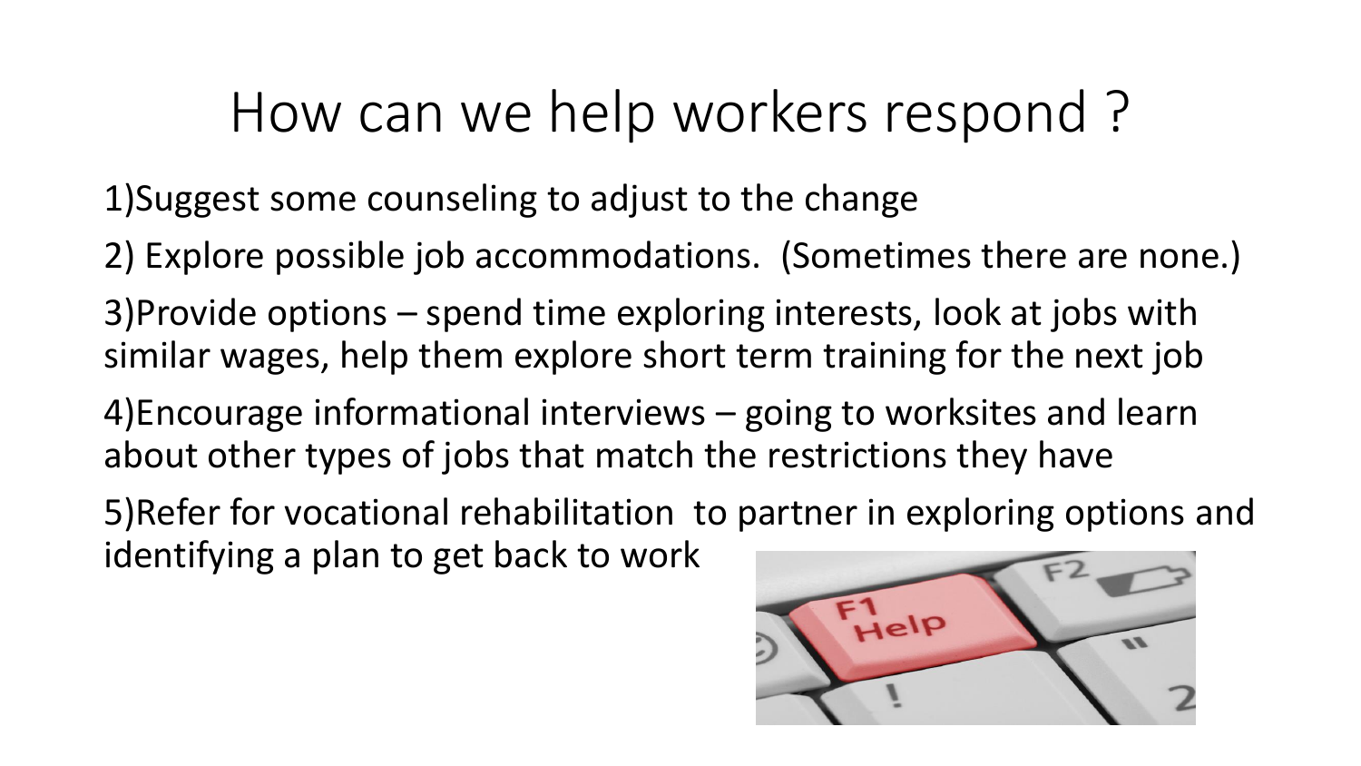# How can we help workers respond ?

1)Suggest some counseling to adjust to the change

2) Explore possible job accommodations. (Sometimes there are none.)

3)Provide options – spend time exploring interests, look at jobs with similar wages, help them explore short term training for the next job

4)Encourage informational interviews – going to worksites and learn about other types of jobs that match the restrictions they have

5)Refer for vocational rehabilitation to partner in exploring options and identifying a plan to get back to work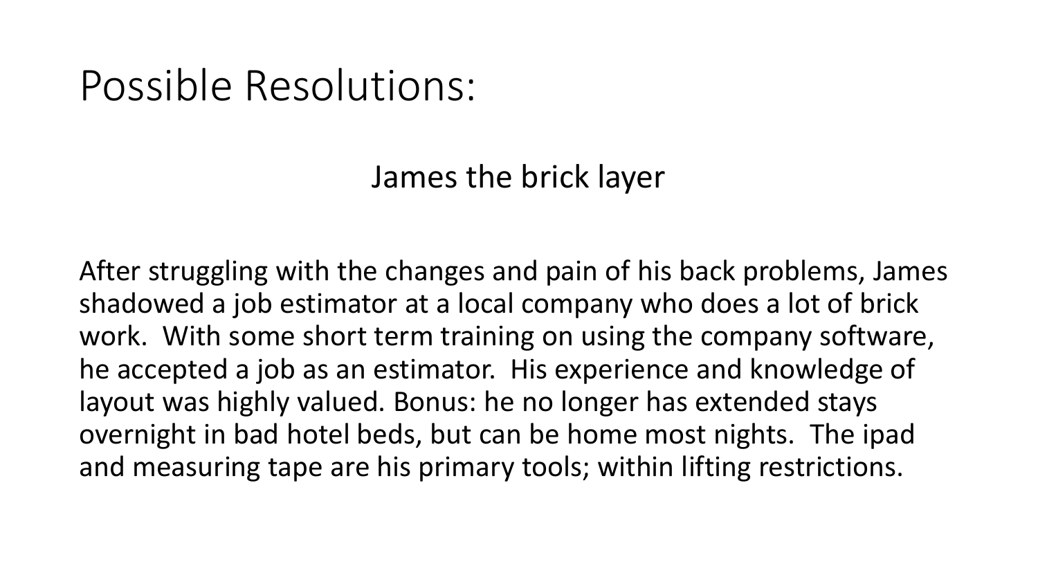# Possible Resolutions:

## James the brick layer

After struggling with the changes and pain of his back problems, James shadowed a job estimator at a local company who does a lot of brick work. With some short term training on using the company software, he accepted a job as an estimator. His experience and knowledge of layout was highly valued. Bonus: he no longer has extended stays overnight in bad hotel beds, but can be home most nights. The ipad and measuring tape are his primary tools; within lifting restrictions.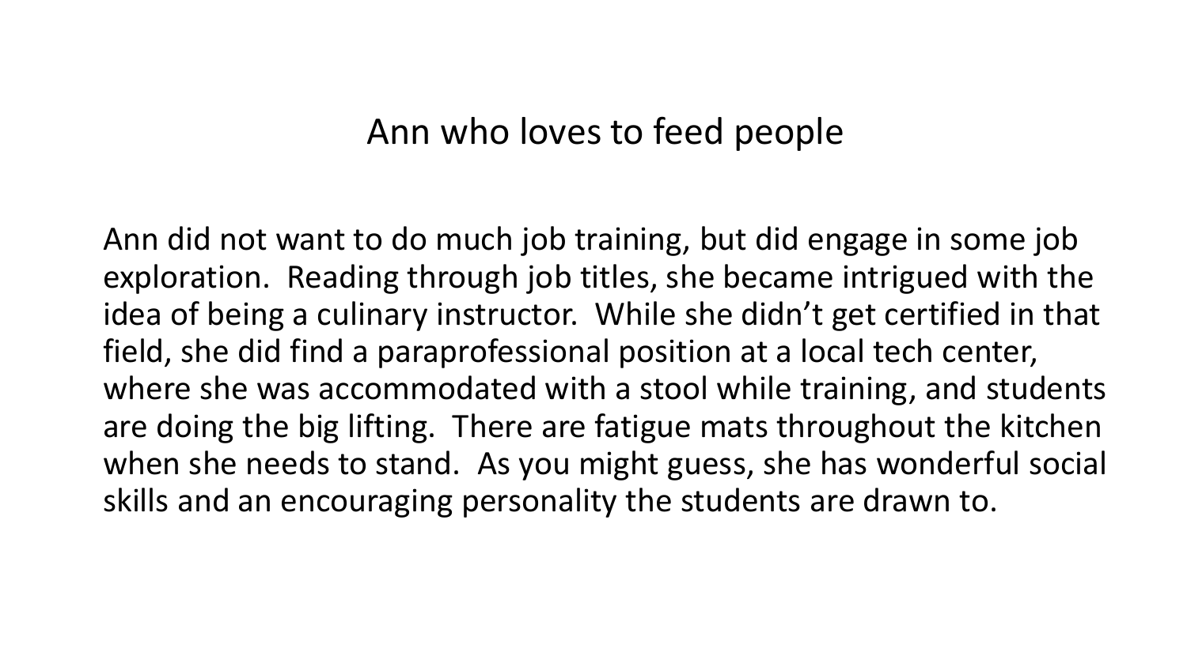# Ann who loves to feed people

Ann did not want to do much job training, but did engage in some job exploration. Reading through job titles, she became intrigued with the idea of being a culinary instructor. While she didn't get certified in that field, she did find a paraprofessional position at a local tech center, where she was accommodated with a stool while training, and students are doing the big lifting. There are fatigue mats throughout the kitchen when she needs to stand. As you might guess, she has wonderful social skills and an encouraging personality the students are drawn to.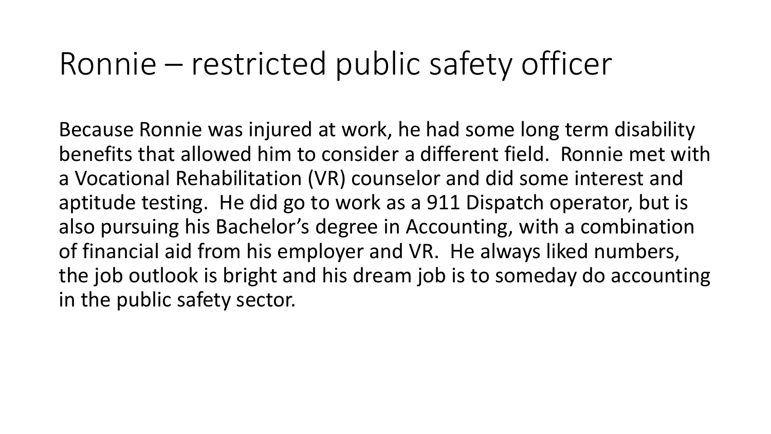# Ronnie – restricted public safety officer

Because Ronnie was injured at work, he had some long term disability benefits that allowed him to consider a different field. Ronnie met with a Vocational Rehabilitation (VR) counselor and did some interest and aptitude testing. He did go to work as a 911 Dispatch operator, but is also pursuing his Bachelor's degree in Accounting, with a combination of financial aid from his employer and VR. He always liked numbers, the job outlook is bright and his dream job is to someday do accounting in the public safety sector.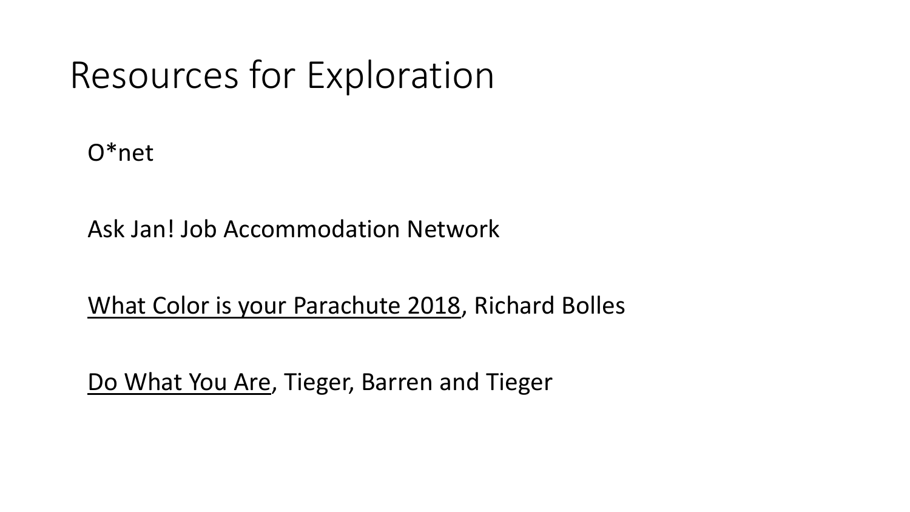# Resources for Exploration

O*net

Ask Jan! Job Accommodation Network

<u>What Color is your Parachute 2018</u>, Richard Bolles

<u>Do What You Are</u>, Tieger, Barren and Tieger